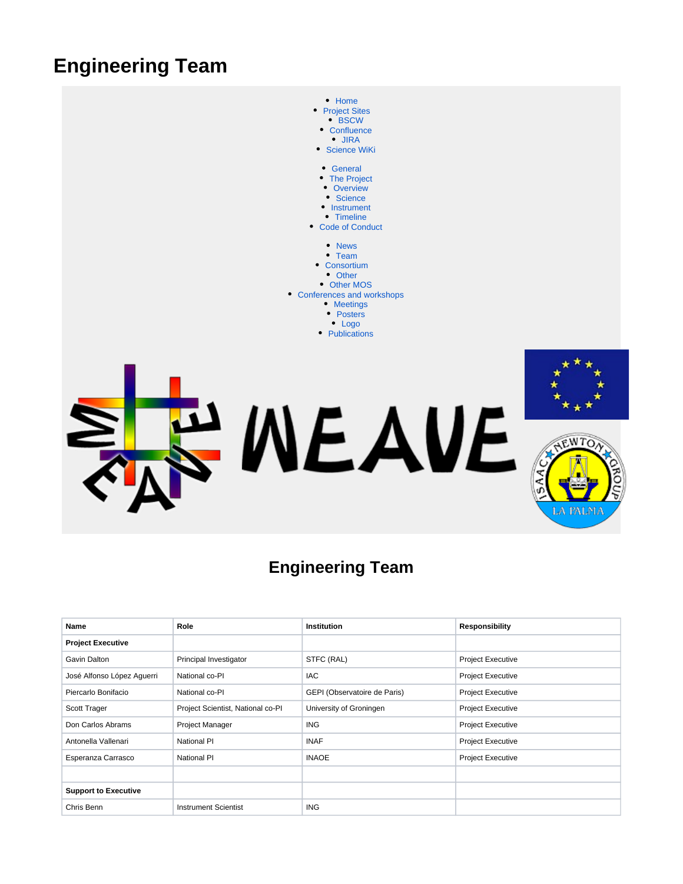# Engineering Team

- Home
- Project Sites
- BSCW
- Confluence
- JIRA
- Science WiKi

- General
- The Project
- Overview
- Science
- Instrument
- Timeline
- Code of Conduct

- News
- Team
- Consortium
- Other
- Other MOS
- Conferences and workshops
- Meetings
- Posters
- Logo
- Publications

## Engineering Team

| Name | Role | Institution | Responsibility |
|---|---|---|---|
| **Project Executive** | | | |
| Gavin Dalton | Principal Investigator | STFC (RAL) | Project Executive |
| José Alfonso López Aguerri | National co-PI | IAC | Project Executive |
| Piercarlo Bonifacio | National co-PI | GEPI (Observatoire de Paris) | Project Executive |
| Scott Trager | Project Scientist, National co-PI | University of Groningen | Project Executive |
| Don Carlos Abrams | Project Manager | ING | Project Executive |
| Antonella Vallenari | National PI | INAF | Project Executive |
| Esperanza Carrasco | National PI | INAOE | Project Executive |
| | | | |
| **Support to Executive** | | | |
| Chris Benn | Instrument Scientist | ING | |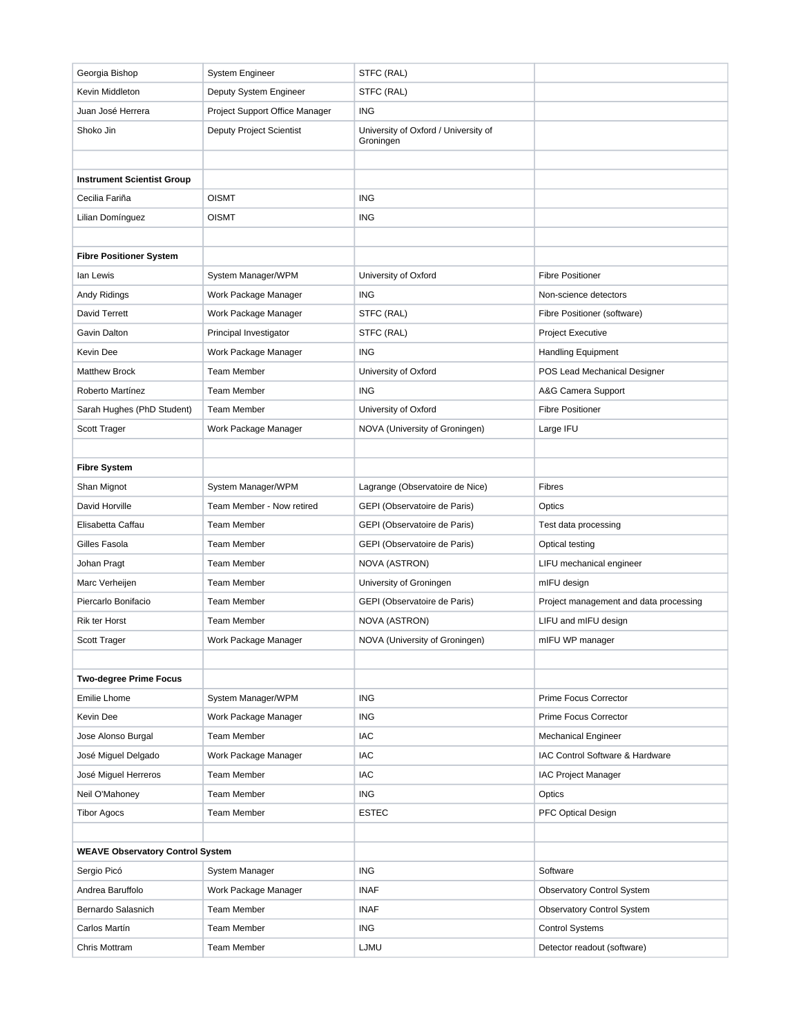| | | | |
|---|---|---|---|
| Georgia Bishop | System Engineer | STFC (RAL) | |
| Kevin Middleton | Deputy System Engineer | STFC (RAL) | |
| Juan José Herrera | Project Support Office Manager | ING | |
| Shoko Jin | Deputy Project Scientist | University of Oxford / University of Groningen | |
| | | | |
| **Instrument Scientist Group** | | | |
| Cecilia Fariña | OISMT | ING | |
| Lilian Domínguez | OISMT | ING | |
| | | | |
| **Fibre Positioner System** | | | |
| Ian Lewis | System Manager/WPM | University of Oxford | Fibre Positioner |
| Andy Ridings | Work Package Manager | ING | Non-science detectors |
| David Terrett | Work Package Manager | STFC (RAL) | Fibre Positioner (software) |
| Gavin Dalton | Principal Investigator | STFC (RAL) | Project Executive |
| Kevin Dee | Work Package Manager | ING | Handling Equipment |
| Matthew Brock | Team Member | University of Oxford | POS Lead Mechanical Designer |
| Roberto Martínez | Team Member | ING | A&G Camera Support |
| Sarah Hughes (PhD Student) | Team Member | University of Oxford | Fibre Positioner |
| Scott Trager | Work Package Manager | NOVA (University of Groningen) | Large IFU |
| | | | |
| **Fibre System** | | | |
| Shan Mignot | System Manager/WPM | Lagrange (Observatoire de Nice) | Fibres |
| David Horville | Team Member - Now retired | GEPI (Observatoire de Paris) | Optics |
| Elisabetta Caffau | Team Member | GEPI (Observatoire de Paris) | Test data processing |
| Gilles Fasola | Team Member | GEPI (Observatoire de Paris) | Optical testing |
| Johan Pragt | Team Member | NOVA (ASTRON) | LIFU mechanical engineer |
| Marc Verheijen | Team Member | University of Groningen | mIFU design |
| Piercarlo Bonifacio | Team Member | GEPI (Observatoire de Paris) | Project management and data processing |
| Rik ter Horst | Team Member | NOVA (ASTRON) | LIFU and mIFU design |
| Scott Trager | Work Package Manager | NOVA (University of Groningen) | mIFU WP manager |
| | | | |
| **Two-degree Prime Focus** | | | |
| Emilie Lhome | System Manager/WPM | ING | Prime Focus Corrector |
| Kevin Dee | Work Package Manager | ING | Prime Focus Corrector |
| Jose Alonso Burgal | Team Member | IAC | Mechanical Engineer |
| José Miguel Delgado | Work Package Manager | IAC | IAC Control Software & Hardware |
| José Miguel Herreros | Team Member | IAC | IAC Project Manager |
| Neil O'Mahoney | Team Member | ING | Optics |
| Tibor Agocs | Team Member | ESTEC | PFC Optical Design |
| | | | |
| **WEAVE Observatory Control System** | | | |
| Sergio Picó | System Manager | ING | Software |
| Andrea Baruffolo | Work Package Manager | INAF | Observatory Control System |
| Bernardo Salasnich | Team Member | INAF | Observatory Control System |
| Carlos Martín | Team Member | ING | Control Systems |
| Chris Mottram | Team Member | LJMU | Detector readout (software) |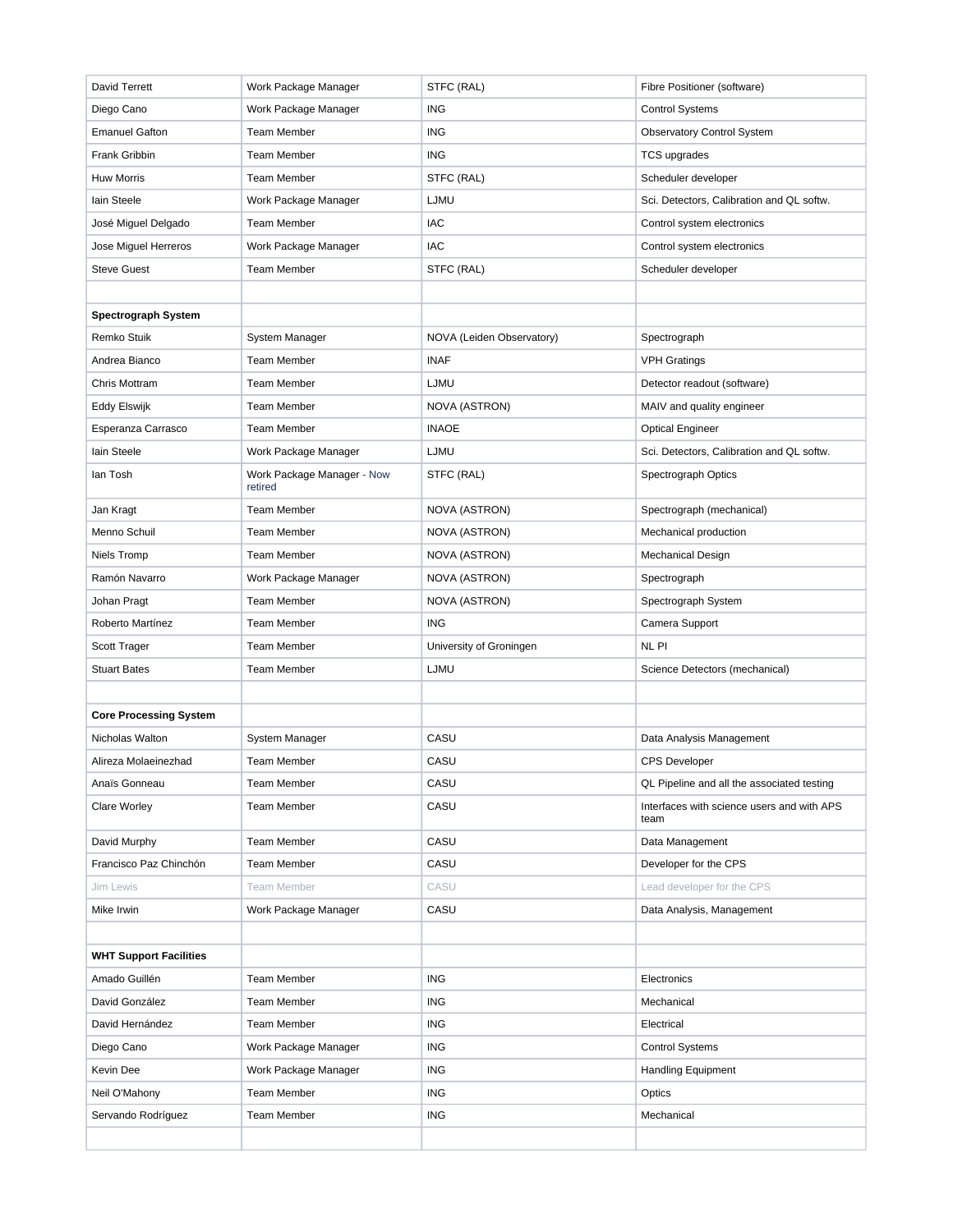| David Terrett | Work Package Manager | STFC (RAL) | Fibre Positioner (software) |
|---|---|---|---|
| Diego Cano | Work Package Manager | ING | Control Systems |
| Emanuel Gafton | Team Member | ING | Observatory Control System |
| Frank Gribbin | Team Member | ING | TCS upgrades |
| Huw Morris | Team Member | STFC (RAL) | Scheduler developer |
| Iain Steele | Work Package Manager | LJMU | Sci. Detectors, Calibration and QL softw. |
| José Miguel Delgado | Team Member | IAC | Control system electronics |
| Jose Miguel Herreros | Work Package Manager | IAC | Control system electronics |
| Steve Guest | Team Member | STFC (RAL) | Scheduler developer |
| | | | |
| **Spectrograph System** | | | |
| Remko Stuik | System Manager | NOVA (Leiden Observatory) | Spectrograph |
| Andrea Bianco | Team Member | INAF | VPH Gratings |
| Chris Mottram | Team Member | LJMU | Detector readout (software) |
| Eddy Elswijk | Team Member | NOVA (ASTRON) | MAIV and quality engineer |
| Esperanza Carrasco | Team Member | INAOE | Optical Engineer |
| Iain Steele | Work Package Manager | LJMU | Sci. Detectors, Calibration and QL softw. |
| Ian Tosh | Work Package Manager - Now retired | STFC (RAL) | Spectrograph Optics |
| Jan Kragt | Team Member | NOVA (ASTRON) | Spectrograph (mechanical) |
| Menno Schuil | Team Member | NOVA (ASTRON) | Mechanical production |
| Niels Tromp | Team Member | NOVA (ASTRON) | Mechanical Design |
| Ramón Navarro | Work Package Manager | NOVA (ASTRON) | Spectrograph |
| Johan Pragt | Team Member | NOVA (ASTRON) | Spectrograph System |
| Roberto Martínez | Team Member | ING | Camera Support |
| Scott Trager | Team Member | University of Groningen | NL PI |
| Stuart Bates | Team Member | LJMU | Science Detectors (mechanical) |
| | | | |
| **Core Processing System** | | | |
| Nicholas Walton | System Manager | CASU | Data Analysis Management |
| Alireza Molaeinezhad | Team Member | CASU | CPS Developer |
| Anaïs Gonneau | Team Member | CASU | QL Pipeline and all the associated testing |
| Clare Worley | Team Member | CASU | Interfaces with science users and with APS team |
| David Murphy | Team Member | CASU | Data Management |
| Francisco Paz Chinchón | Team Member | CASU | Developer for the CPS |
| Jim Lewis | Team Member | CASU | Lead developer for the CPS |
| Mike Irwin | Work Package Manager | CASU | Data Analysis, Management |
| | | | |
| **WHT Support Facilities** | | | |
| Amado Guillén | Team Member | ING | Electronics |
| David González | Team Member | ING | Mechanical |
| David Hernández | Team Member | ING | Electrical |
| Diego Cano | Work Package Manager | ING | Control Systems |
| Kevin Dee | Work Package Manager | ING | Handling Equipment |
| Neil O'Mahony | Team Member | ING | Optics |
| Servando Rodríguez | Team Member | ING | Mechanical |
| | | | |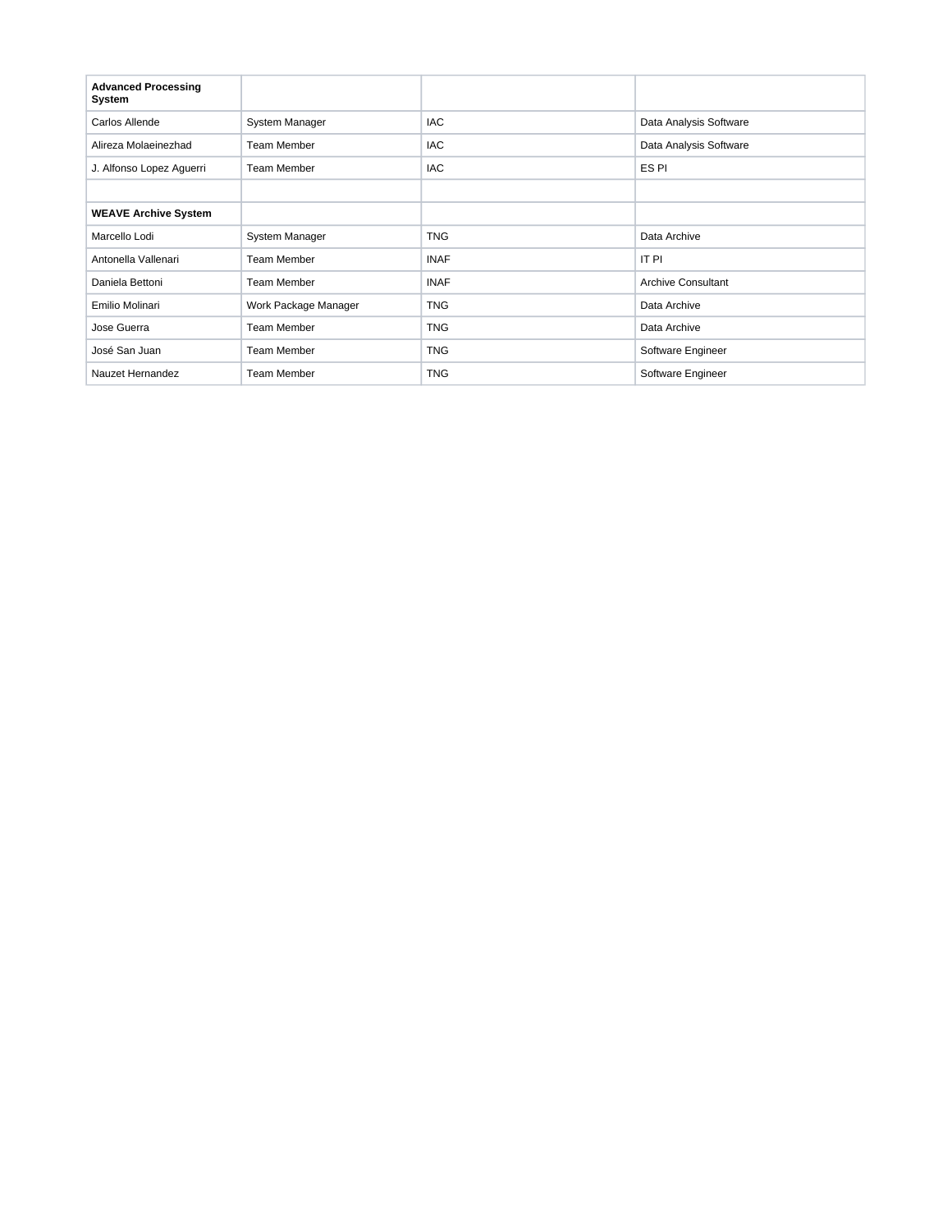| | | | |
|---|---|---|---|
| **Advanced Processing System** | | | |
| Carlos Allende | System Manager | IAC | Data Analysis Software |
| Alireza Molaeinezhad | Team Member | IAC | Data Analysis Software |
| J. Alfonso Lopez Aguerri | Team Member | IAC | ES PI |
| | | | |
| **WEAVE Archive System** | | | |
| Marcello Lodi | System Manager | TNG | Data Archive |
| Antonella Vallenari | Team Member | INAF | IT PI |
| Daniela Bettoni | Team Member | INAF | Archive Consultant |
| Emilio Molinari | Work Package Manager | TNG | Data Archive |
| Jose Guerra | Team Member | TNG | Data Archive |
| José San Juan | Team Member | TNG | Software Engineer |
| Nauzet Hernandez | Team Member | TNG | Software Engineer |